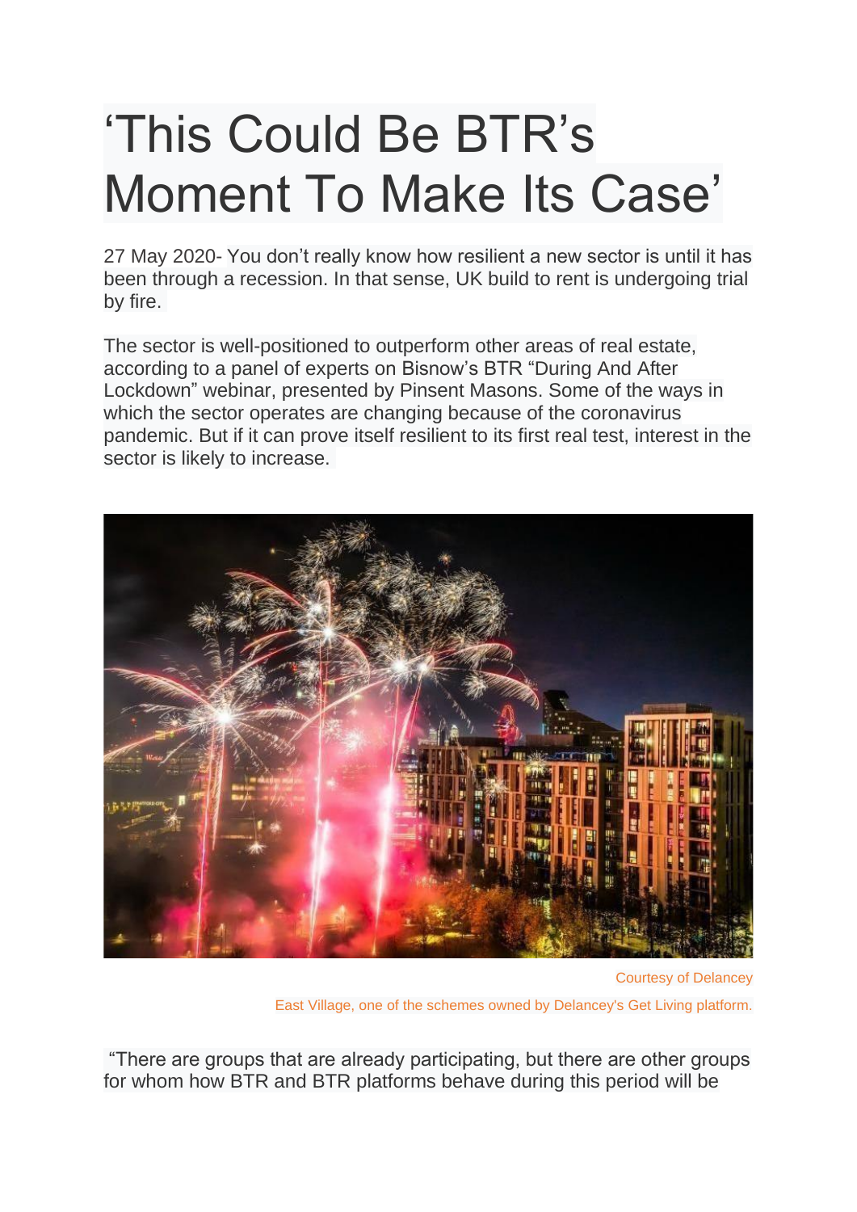# ‘This Could Be BTR’s Moment To Make Its Case’

27 May 2020- You don’t really know how resilient a new sector is until it has been through a recession. In that sense, UK build to rent is undergoing trial by fire.

The sector is well-positioned to outperform other areas of real estate, according to a panel of experts on Bisnow’s BTR “During And After Lockdown” webinar, presented by Pinsent Masons. Some of the ways in which the sector operates are changing because of the coronavirus pandemic. But if it can prove itself resilient to its first real test, interest in the sector is likely to increase.

Courtesy of Delancey

East Village, one of the schemes owned by Delancey's Get Living platform.

“There are groups that are already participating, but there are other groups for whom how BTR and BTR platforms behave during this period will be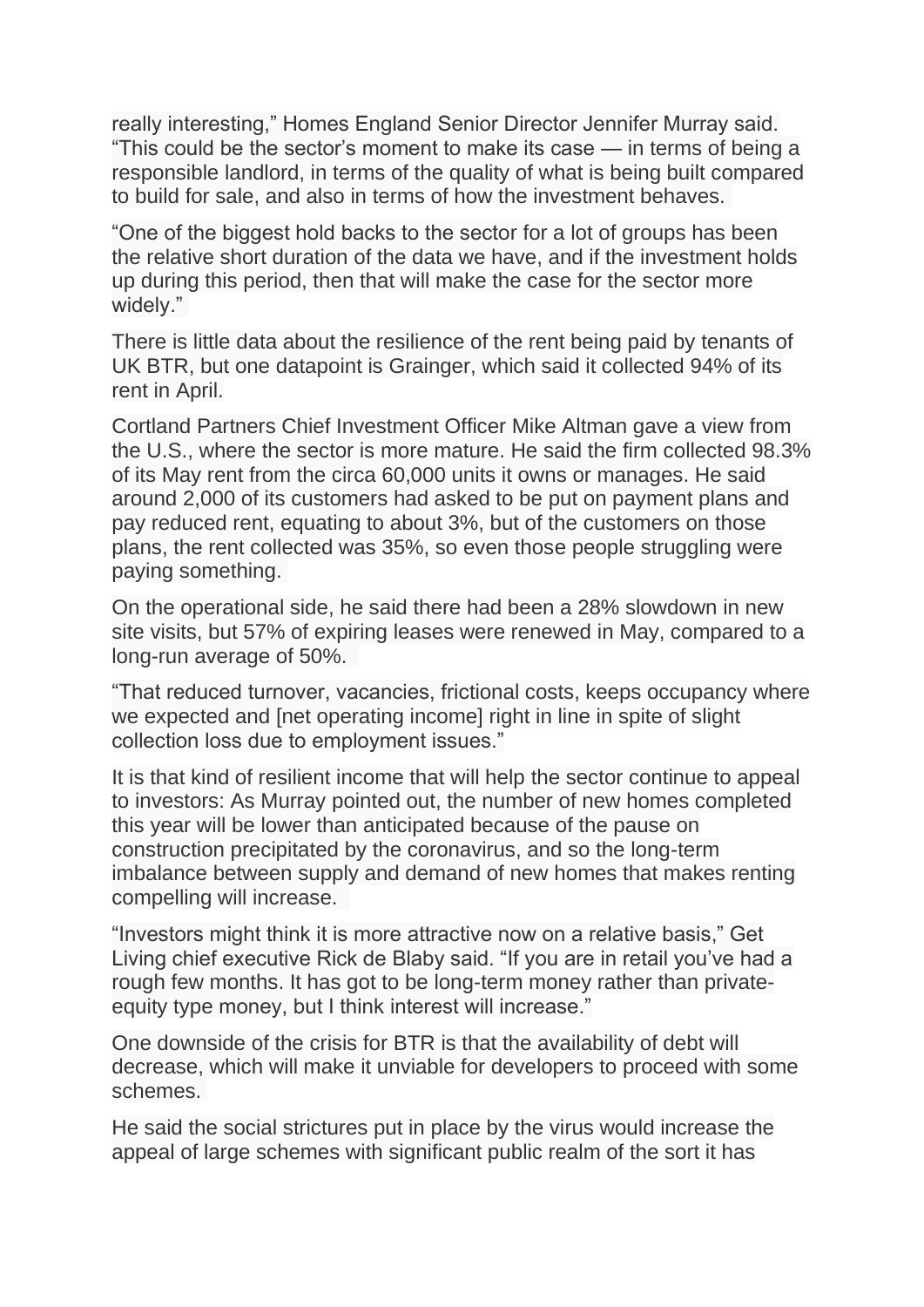really interesting," Homes England Senior Director Jennifer Murray said. "This could be the sector's moment to make its case — in terms of being a responsible landlord, in terms of the quality of what is being built compared to build for sale, and also in terms of how the investment behaves.

"One of the biggest hold backs to the sector for a lot of groups has been the relative short duration of the data we have, and if the investment holds up during this period, then that will make the case for the sector more widely."

There is little data about the resilience of the rent being paid by tenants of UK BTR, but one datapoint is Grainger, which said it collected 94% of its rent in April.

Cortland Partners Chief Investment Officer Mike Altman gave a view from the U.S., where the sector is more mature. He said the firm collected 98.3% of its May rent from the circa 60,000 units it owns or manages. He said around 2,000 of its customers had asked to be put on payment plans and pay reduced rent, equating to about 3%, but of the customers on those plans, the rent collected was 35%, so even those people struggling were paying something.

On the operational side, he said there had been a 28% slowdown in new site visits, but 57% of expiring leases were renewed in May, compared to a long-run average of 50%.

"That reduced turnover, vacancies, frictional costs, keeps occupancy where we expected and [net operating income] right in line in spite of slight collection loss due to employment issues."

It is that kind of resilient income that will help the sector continue to appeal to investors: As Murray pointed out, the number of new homes completed this year will be lower than anticipated because of the pause on construction precipitated by the coronavirus, and so the long-term imbalance between supply and demand of new homes that makes renting compelling will increase.

"Investors might think it is more attractive now on a relative basis," Get Living chief executive Rick de Blaby said. "If you are in retail you've had a rough few months. It has got to be long-term money rather than private-equity type money, but I think interest will increase."

One downside of the crisis for BTR is that the availability of debt will decrease, which will make it unviable for developers to proceed with some schemes.

He said the social strictures put in place by the virus would increase the appeal of large schemes with significant public realm of the sort it has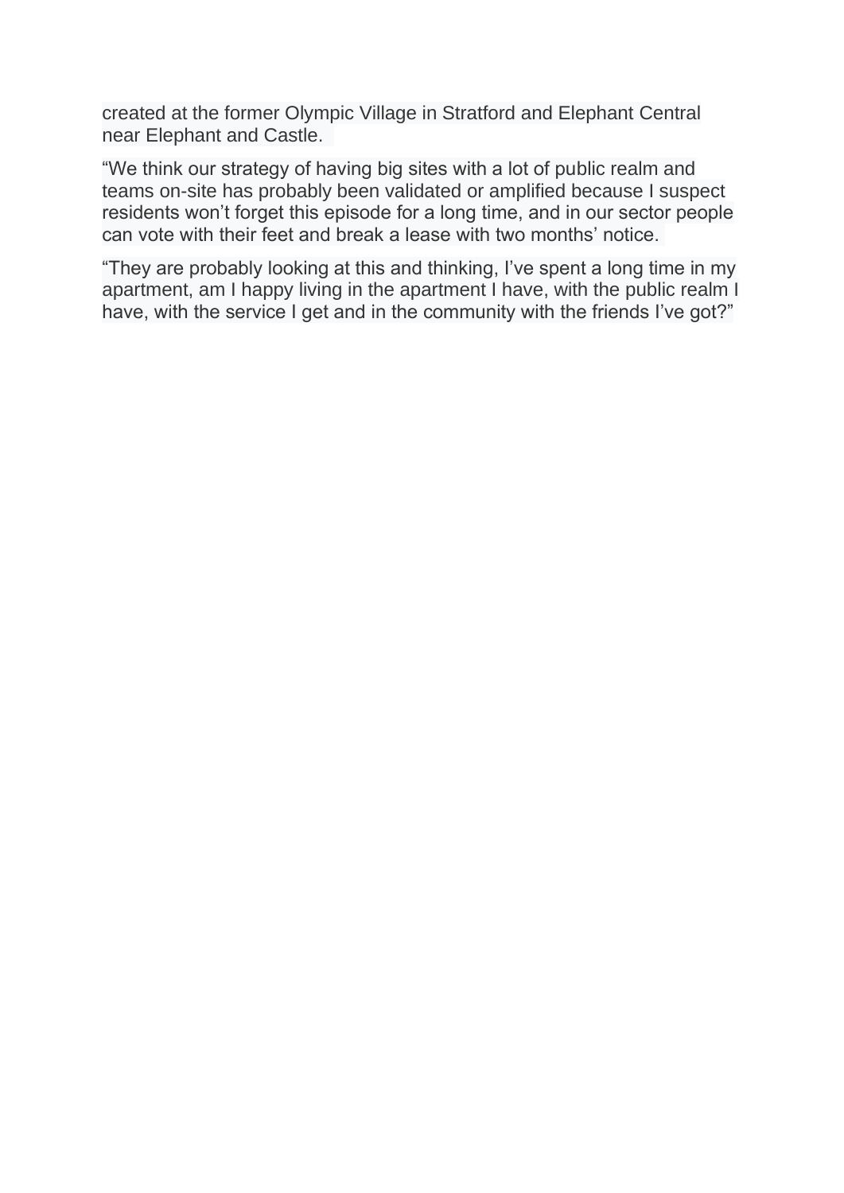created at the former Olympic Village in Stratford and Elephant Central near Elephant and Castle.

“We think our strategy of having big sites with a lot of public realm and teams on-site has probably been validated or amplified because I suspect residents won’t forget this episode for a long time, and in our sector people can vote with their feet and break a lease with two months’ notice.

“They are probably looking at this and thinking, I’ve spent a long time in my apartment, am I happy living in the apartment I have, with the public realm I have, with the service I get and in the community with the friends I’ve got?”